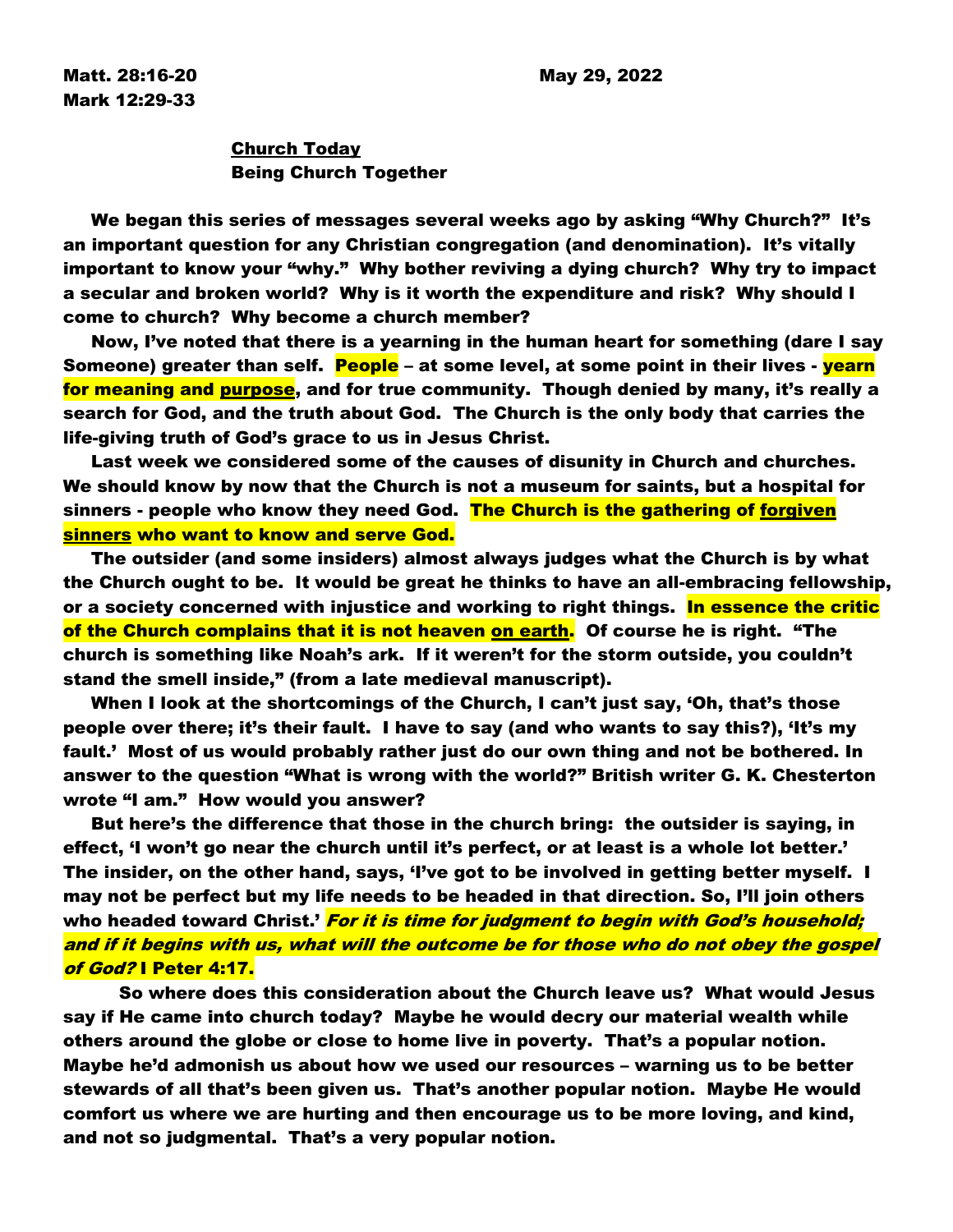**Matt. 28:16-20** **May 29, 2022**
**Mark 12:29-33**

**<u>Church Today</u>**
**Being Church Together**

**We began this series of messages several weeks ago by asking "Why Church?" It's an important question for any Christian congregation (and denomination). It's vitally important to know your "why." Why bother reviving a dying church? Why try to impact a secular and broken world? Why is it worth the expenditure and risk? Why should I come to church? Why become a church member?**

**Now, I've noted that there is a yearning in the human heart for something (dare I say Someone) greater than self. People – at some level, at some point in their lives - yearn for meaning and <u>purpose</u>, and for true community. Though denied by many, it's really a search for God, and the truth about God. The Church is the only body that carries the life-giving truth of God's grace to us in Jesus Christ.**

**Last week we considered some of the causes of disunity in Church and churches. We should know by now that the Church is not a museum for saints, but a hospital for sinners - people who know they need God. The Church is the gathering of <u>forgiven sinners</u> who want to know and serve God.**

**The outsider (and some insiders) almost always judges what the Church is by what the Church ought to be. It would be great he thinks to have an all-embracing fellowship, or a society concerned with injustice and working to right things. In essence the critic of the Church complains that it is not heaven <u>on earth</u>. Of course he is right. "The church is something like Noah's ark. If it weren't for the storm outside, you couldn't stand the smell inside," (from a late medieval manuscript).**

**When I look at the shortcomings of the Church, I can't just say, 'Oh, that's those people over there; it's their fault. I have to say (and who wants to say this?), 'It's my fault.' Most of us would probably rather just do our own thing and not be bothered. In answer to the question "What is wrong with the world?" British writer G. K. Chesterton wrote "I am." How would you answer?**

**But here's the difference that those in the church bring: the outsider is saying, in effect, 'I won't go near the church until it's perfect, or at least is a whole lot better.' The insider, on the other hand, says, 'I've got to be involved in getting better myself. I may not be perfect but my life needs to be headed in that direction. So, I'll join others who headed toward Christ.'** ***For it is time for judgment to begin with God's household; and if it begins with us, what will the outcome be for those who do not obey the gospel of God?*** **I Peter 4:17.**

**So where does this consideration about the Church leave us? What would Jesus say if He came into church today? Maybe he would decry our material wealth while others around the globe or close to home live in poverty. That's a popular notion. Maybe he'd admonish us about how we used our resources – warning us to be better stewards of all that's been given us. That's another popular notion. Maybe He would comfort us where we are hurting and then encourage us to be more loving, and kind, and not so judgmental. That's a very popular notion.**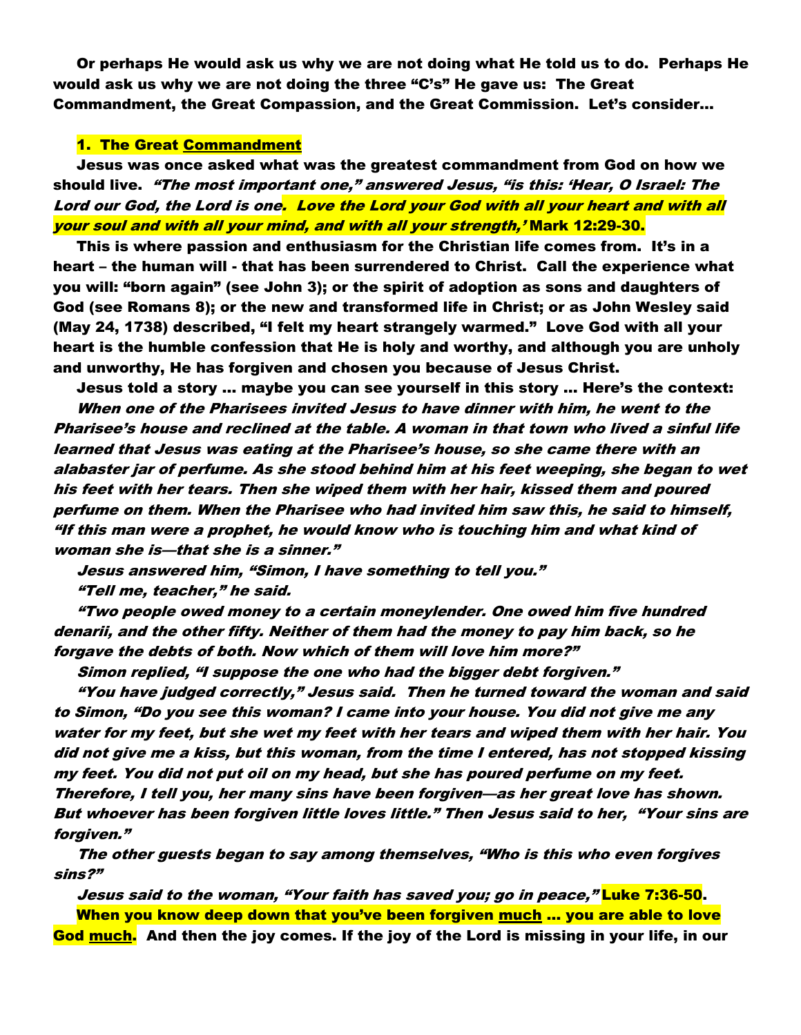**Or perhaps He would ask us why we are not doing what He told us to do. Perhaps He would ask us why we are not doing the three "C's" He gave us: The Great Commandment, the Great Compassion, and the Great Commission. Let's consider…**

### 1. The Great Commandment

**Jesus was once asked what was the greatest commandment from God on how we should live.** ***"The most important one," answered Jesus, "is this: 'Hear, O Israel: The Lord our God, the Lord is one. Love the Lord your God with all your heart and with all your soul and with all your mind, and with all your strength,'*** **Mark 12:29-30.**

**This is where passion and enthusiasm for the Christian life comes from. It's in a heart – the human will - that has been surrendered to Christ. Call the experience what you will: "born again" (see John 3); or the spirit of adoption as sons and daughters of God (see Romans 8); or the new and transformed life in Christ; or as John Wesley said (May 24, 1738) described, "I felt my heart strangely warmed." Love God with all your heart is the humble confession that He is holy and worthy, and although you are unholy and unworthy, He has forgiven and chosen you because of Jesus Christ.**

**Jesus told a story … maybe you can see yourself in this story … Here's the context:**

***When one of the Pharisees invited Jesus to have dinner with him, he went to the Pharisee's house and reclined at the table. A woman in that town who lived a sinful life learned that Jesus was eating at the Pharisee's house, so she came there with an alabaster jar of perfume. As she stood behind him at his feet weeping, she began to wet his feet with her tears. Then she wiped them with her hair, kissed them and poured perfume on them. When the Pharisee who had invited him saw this, he said to himself, "If this man were a prophet, he would know who is touching him and what kind of woman she is—that she is a sinner."***

***Jesus answered him, "Simon, I have something to tell you."***

***"Tell me, teacher," he said.***

***"Two people owed money to a certain moneylender. One owed him five hundred denarii, and the other fifty. Neither of them had the money to pay him back, so he forgave the debts of both. Now which of them will love him more?"***

***Simon replied, "I suppose the one who had the bigger debt forgiven."***

***"You have judged correctly," Jesus said. Then he turned toward the woman and said to Simon, "Do you see this woman? I came into your house. You did not give me any water for my feet, but she wet my feet with her tears and wiped them with her hair. You did not give me a kiss, but this woman, from the time I entered, has not stopped kissing my feet. You did not put oil on my head, but she has poured perfume on my feet. Therefore, I tell you, her many sins have been forgiven—as her great love has shown. But whoever has been forgiven little loves little." Then Jesus said to her, "Your sins are forgiven."***

***The other guests began to say among themselves, "Who is this who even forgives sins?"***

***Jesus said to the woman, "Your faith has saved you; go in peace,"*** **Luke 7:36-50.**

**When you know deep down that you've been forgiven much … you are able to love God much. And then the joy comes. If the joy of the Lord is missing in your life, in our**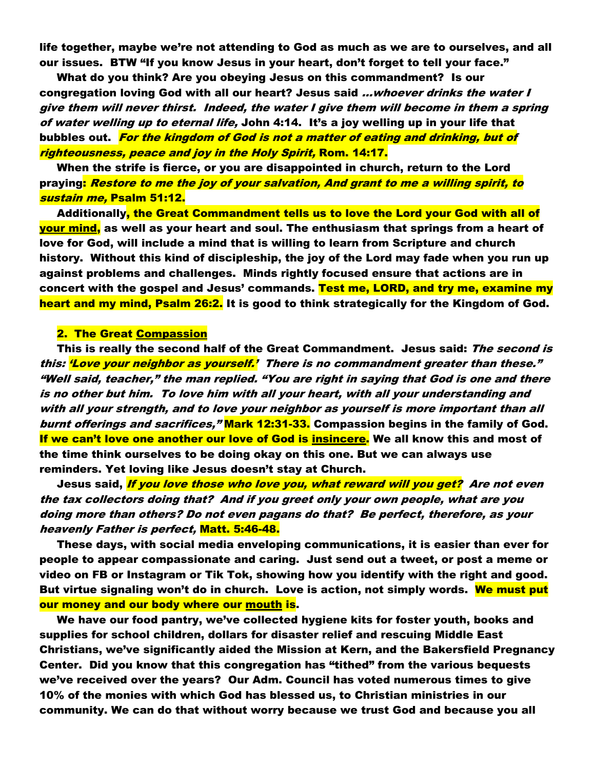**life together, maybe we're not attending to God as much as we are to ourselves, and all our issues. BTW "If you know Jesus in your heart, don't forget to tell your face."**

**What do you think? Are you obeying Jesus on this commandment? Is our congregation loving God with all our heart? Jesus said** ***…whoever drinks the water I give them will never thirst. Indeed, the water I give them will become in them a spring of water welling up to eternal life,*** **John 4:14. It's a joy welling up in your life that bubbles out.** ***For the kingdom of God is not a matter of eating and drinking, but of righteousness, peace and joy in the Holy Spirit,*** **Rom. 14:17.**

**When the strife is fierce, or you are disappointed in church, return to the Lord praying:** ***Restore to me the joy of your salvation, And grant to me a willing spirit, to sustain me,*** **Psalm 51:12.**

**Additionally, the Great Commandment tells us to love the Lord your God with all of your mind, as well as your heart and soul. The enthusiasm that springs from a heart of love for God, will include a mind that is willing to learn from Scripture and church history. Without this kind of discipleship, the joy of the Lord may fade when you run up against problems and challenges. Minds rightly focused ensure that actions are in concert with the gospel and Jesus' commands. Test me, LORD, and try me, examine my heart and my mind, Psalm 26:2. It is good to think strategically for the Kingdom of God.**

**2. The Great Compassion**

**This is really the second half of the Great Commandment. Jesus said:** ***The second is this: 'Love your neighbor as yourself.' There is no commandment greater than these." "Well said, teacher," the man replied. "You are right in saying that God is one and there is no other but him. To love him with all your heart, with all your understanding and with all your strength, and to love your neighbor as yourself is more important than all burnt offerings and sacrifices,"*** **Mark 12:31-33. Compassion begins in the family of God. If we can't love one another our love of God is insincere. We all know this and most of the time think ourselves to be doing okay on this one. But we can always use reminders. Yet loving like Jesus doesn't stay at Church.**

**Jesus said,** ***If you love those who love you, what reward will you get? Are not even the tax collectors doing that? And if you greet only your own people, what are you doing more than others? Do not even pagans do that? Be perfect, therefore, as your heavenly Father is perfect,*** **Matt. 5:46-48.**

**These days, with social media enveloping communications, it is easier than ever for people to appear compassionate and caring. Just send out a tweet, or post a meme or video on FB or Instagram or Tik Tok, showing how you identify with the right and good. But virtue signaling won't do in church. Love is action, not simply words. We must put our money and our body where our mouth is.**

**We have our food pantry, we've collected hygiene kits for foster youth, books and supplies for school children, dollars for disaster relief and rescuing Middle East Christians, we've significantly aided the Mission at Kern, and the Bakersfield Pregnancy Center. Did you know that this congregation has "tithed" from the various bequests we've received over the years? Our Adm. Council has voted numerous times to give 10% of the monies with which God has blessed us, to Christian ministries in our community. We can do that without worry because we trust God and because you all**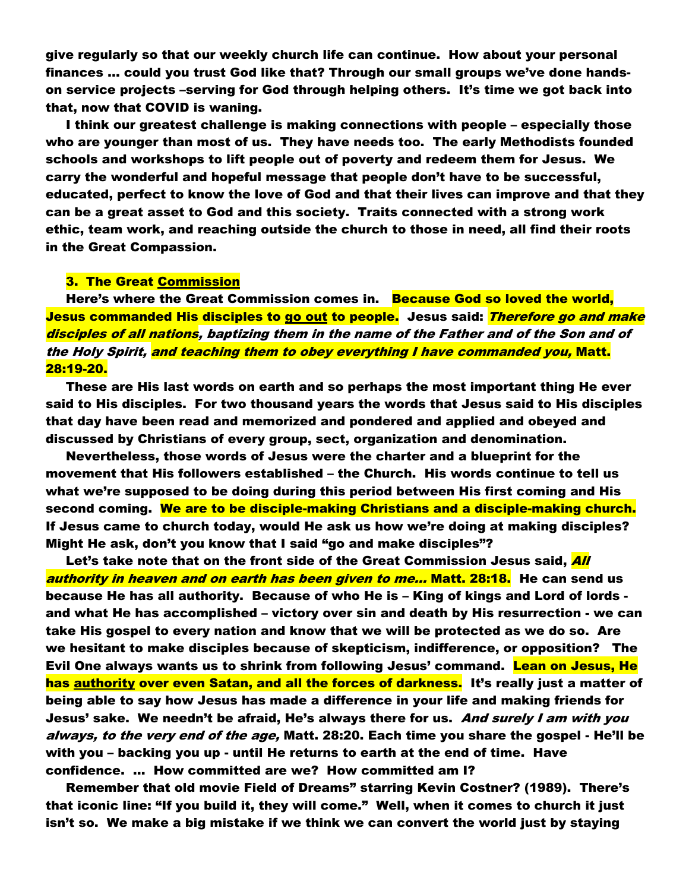**give regularly so that our weekly church life can continue. How about your personal finances … could you trust God like that? Through our small groups we've done hands-on service projects –serving for God through helping others. It's time we got back into that, now that COVID is waning.**

**I think our greatest challenge is making connections with people – especially those who are younger than most of us. They have needs too. The early Methodists founded schools and workshops to lift people out of poverty and redeem them for Jesus. We carry the wonderful and hopeful message that people don't have to be successful, educated, perfect to know the love of God and that their lives can improve and that they can be a great asset to God and this society. Traits connected with a strong work ethic, team work, and reaching outside the church to those in need, all find their roots in the Great Compassion.**

**3. The Great Commission**

**Here's where the Great Commission comes in. Because God so loved the world, Jesus commanded His disciples to go out to people. Jesus said: *Therefore go and make disciples of all nations, baptizing them in the name of the Father and of the Son and of the Holy Spirit, and teaching them to obey everything I have commanded you,* Matt. 28:19-20.**

**These are His last words on earth and so perhaps the most important thing He ever said to His disciples. For two thousand years the words that Jesus said to His disciples that day have been read and memorized and pondered and applied and obeyed and discussed by Christians of every group, sect, organization and denomination.**

**Nevertheless, those words of Jesus were the charter and a blueprint for the movement that His followers established – the Church. His words continue to tell us what we're supposed to be doing during this period between His first coming and His second coming. We are to be disciple-making Christians and a disciple-making church. If Jesus came to church today, would He ask us how we're doing at making disciples? Might He ask, don't you know that I said "go and make disciples"?**

**Let's take note that on the front side of the Great Commission Jesus said, *All authority in heaven and on earth has been given to me…* Matt. 28:18. He can send us because He has all authority. Because of who He is – King of kings and Lord of lords - and what He has accomplished – victory over sin and death by His resurrection - we can take His gospel to every nation and know that we will be protected as we do so. Are we hesitant to make disciples because of skepticism, indifference, or opposition? The Evil One always wants us to shrink from following Jesus' command. Lean on Jesus, He has authority over even Satan, and all the forces of darkness. It's really just a matter of being able to say how Jesus has made a difference in your life and making friends for Jesus' sake. We needn't be afraid, He's always there for us. *And surely I am with you always, to the very end of the age,* Matt. 28:20. Each time you share the gospel - He'll be with you – backing you up - until He returns to earth at the end of time. Have confidence. … How committed are we? How committed am I?**

**Remember that old movie Field of Dreams" starring Kevin Costner? (1989). There's that iconic line: "If you build it, they will come." Well, when it comes to church it just isn't so. We make a big mistake if we think we can convert the world just by staying**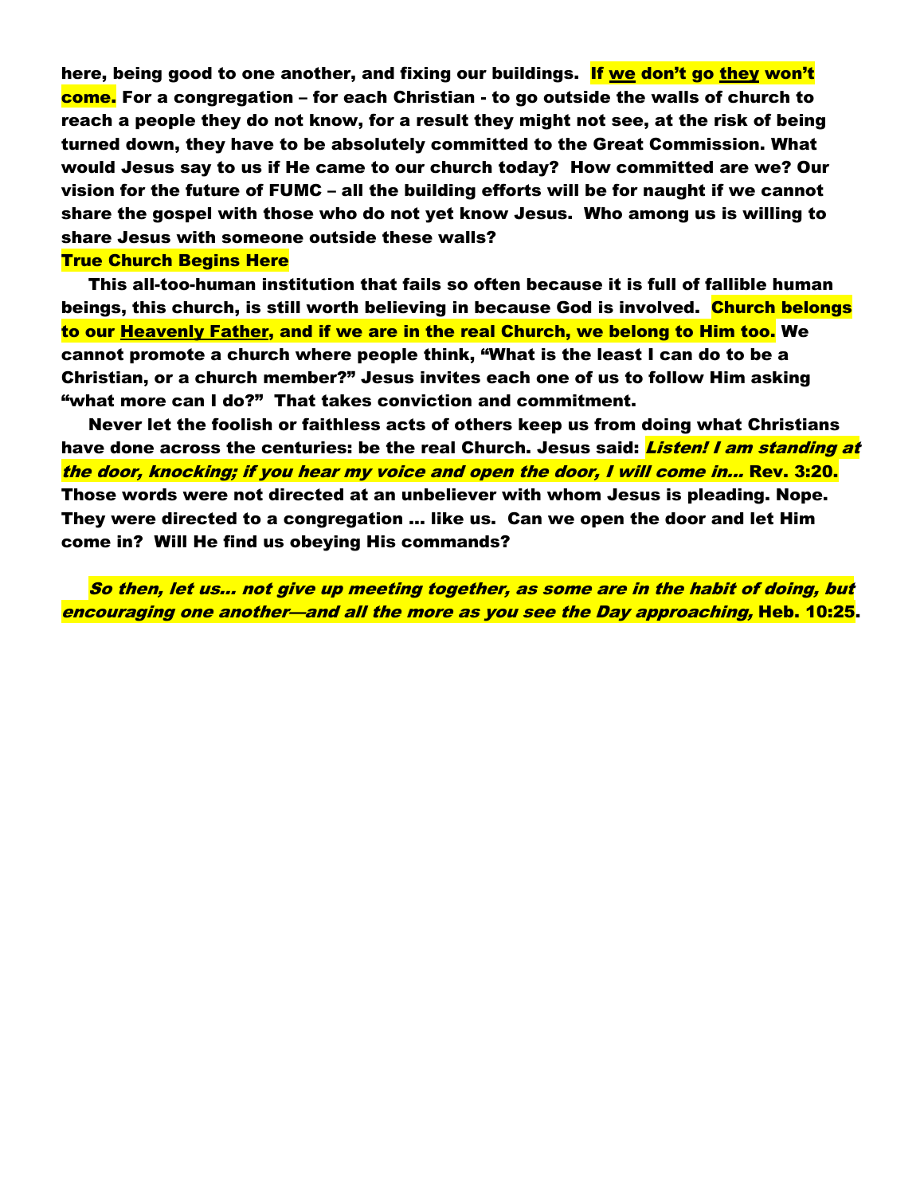**here, being good to one another, and fixing our buildings. If <u>we</u> don't go <u>they</u> won't come. For a congregation – for each Christian - to go outside the walls of church to reach a people they do not know, for a result they might not see, at the risk of being turned down, they have to be absolutely committed to the Great Commission. What would Jesus say to us if He came to our church today? How committed are we? Our vision for the future of FUMC – all the building efforts will be for naught if we cannot share the gospel with those who do not yet know Jesus. Who among us is willing to share Jesus with someone outside these walls?**

### True Church Begins Here

**This all-too-human institution that fails so often because it is full of fallible human beings, this church, is still worth believing in because God is involved. Church belongs to our <u>Heavenly Father</u>, and if we are in the real Church, we belong to Him too. We cannot promote a church where people think, "What is the least I can do to be a Christian, or a church member?" Jesus invites each one of us to follow Him asking "what more can I do?" That takes conviction and commitment.**

**Never let the foolish or faithless acts of others keep us from doing what Christians have done across the centuries: be the real Church. Jesus said: *Listen! I am standing at the door, knocking; if you hear my voice and open the door, I will come in…* Rev. 3:20. Those words were not directed at an unbeliever with whom Jesus is pleading. Nope. They were directed to a congregation … like us. Can we open the door and let Him come in? Will He find us obeying His commands?**

***So then, let us… not give up meeting together, as some are in the habit of doing, but encouraging one another—and all the more as you see the Day approaching,* Heb. 10:25.**